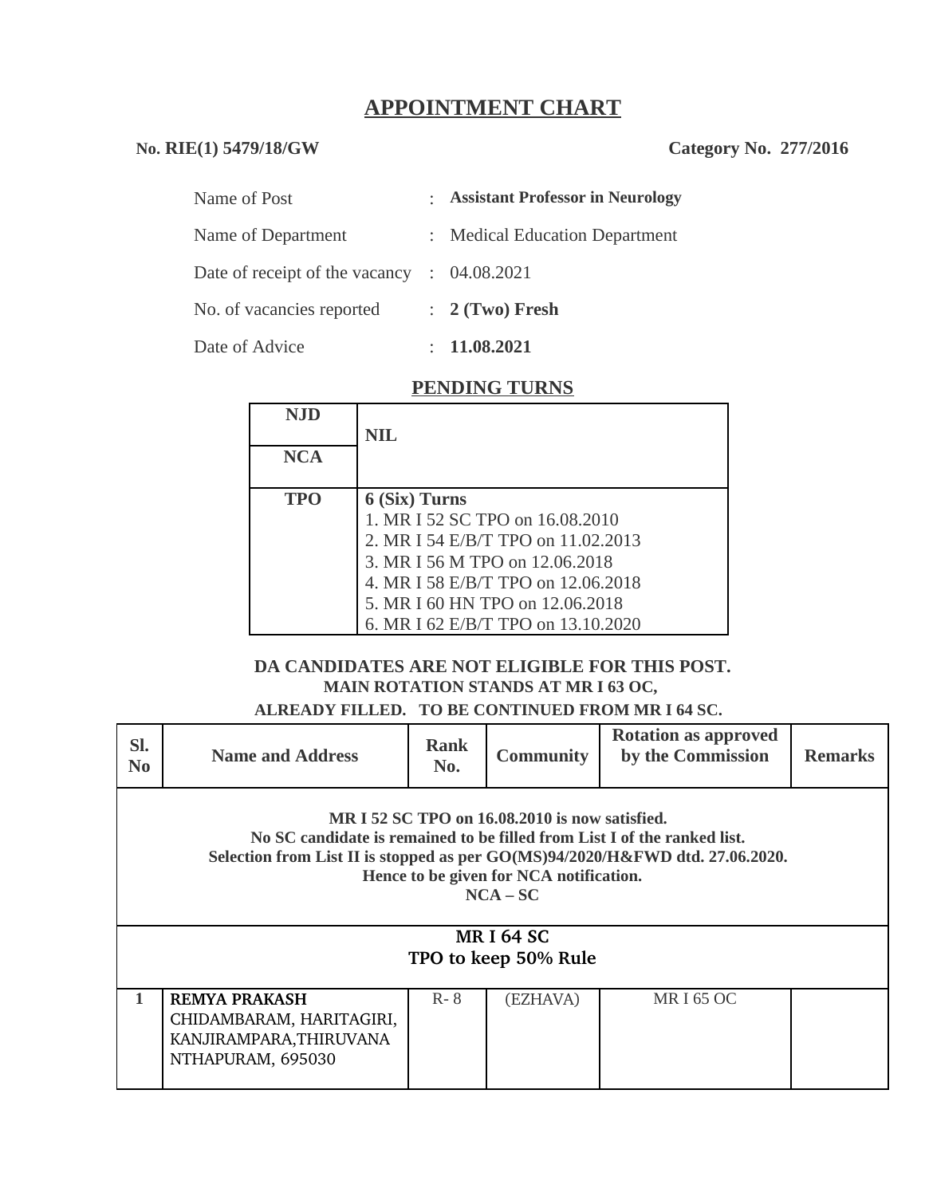# APPOINTMENT CHART

**No. RIE(1) 5479/18/GW** **Category No. 277/2016**

| | | |
|---|---|---|
| Name of Post | : | **Assistant Professor in Neurology** |
| Name of Department | : | Medical Education Department |
| Date of receipt of the vacancy | : | 04.08.2021 |
| No. of vacancies reported | : | **2 (Two) Fresh** |
| Date of Advice | : | **11.08.2021** |

## PENDING TURNS

| | |
|---|---|
| **NJD** | **NIL** |
| **NCA** | |
| **TPO** | **6 (Six) Turns**<br>1. MR I 52 SC TPO on 16.08.2010<br>2. MR I 54 E/B/T TPO on 11.02.2013<br>3. MR I 56 M TPO on 12.06.2018<br>4. MR I 58 E/B/T TPO on 12.06.2018<br>5. MR I 60 HN TPO on 12.06.2018<br>6. MR I 62 E/B/T TPO on 13.10.2020 |

**DA CANDIDATES ARE NOT ELIGIBLE FOR THIS POST.**
**MAIN ROTATION STANDS AT MR I 63 OC,**
**ALREADY FILLED. TO BE CONTINUED FROM MR I 64 SC.**

| Sl. No | Name and Address | Rank No. | Community | Rotation as approved by the Commission | Remarks |
|---|---|---|---|---|---|
| **MR I 52 SC TPO on 16.08.2010 is now satisfied.**<br>**No SC candidate is remained to be filled from List I of the ranked list.**<br>**Selection from List II is stopped as per GO(MS)94/2020/H&FWD dtd. 27.06.2020.**<br>**Hence to be given for NCA notification.**<br>**NCA – SC** | | | | | |
| **MR I 64 SC**<br>**TPO to keep 50% Rule** | | | | | |
| 1 | **REMYA PRAKASH**<br>CHIDAMBARAM, HARITAGIRI, KANJIRAMPARA,THIRUVANANTHAPURAM, 695030 | R- 8 | (EZHAVA) | MR I 65 OC | |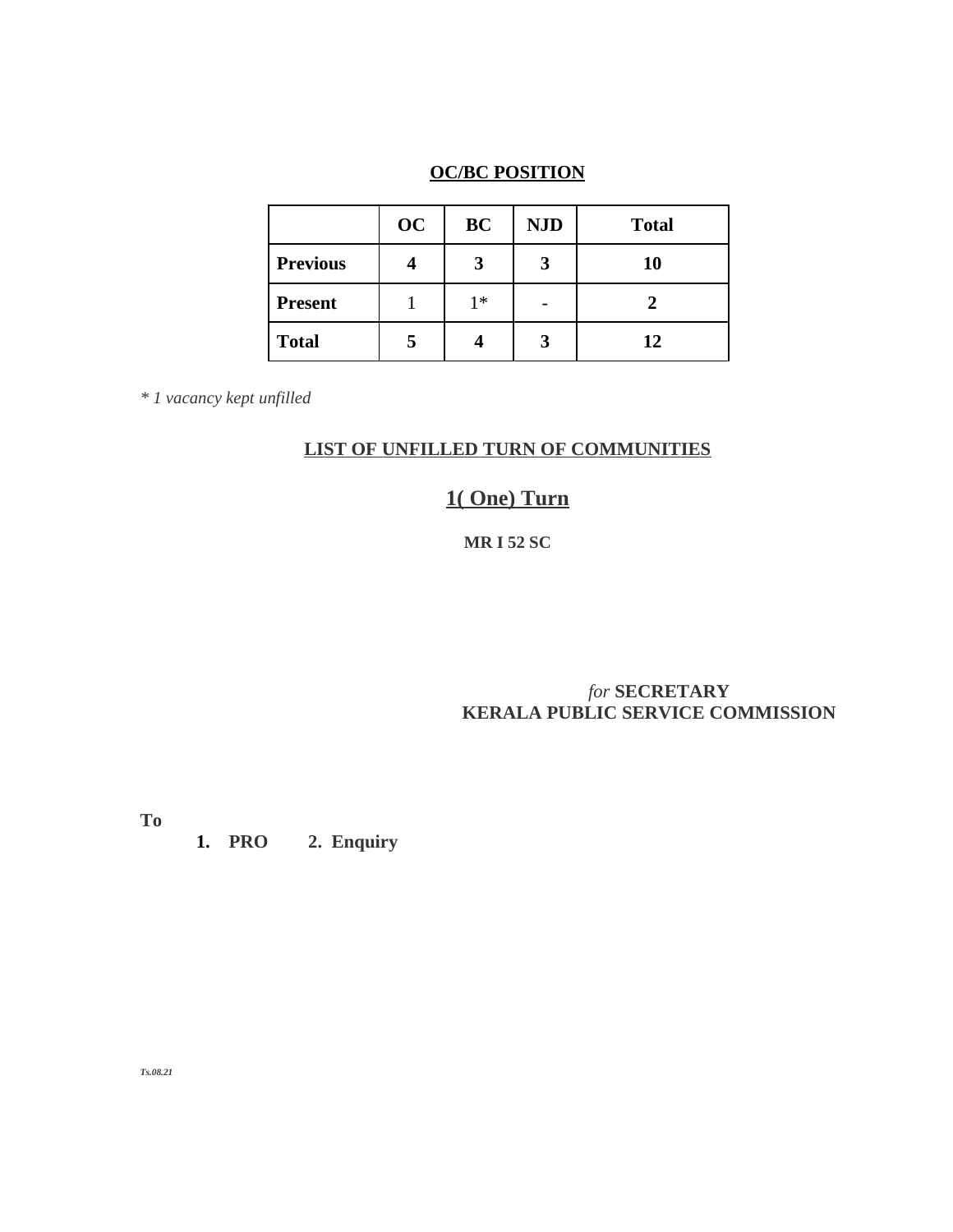## OC/BC POSITION

| | OC | BC | NJD | Total |
|---|---|---|---|---|
| **Previous** | **4** | **3** | **3** | **10** |
| **Present** | 1 | 1* | - | **2** |
| **Total** | **5** | **4** | **3** | **12** |

*\* 1 vacancy kept unfilled*

## LIST OF UNFILLED TURN OF COMMUNITIES

## 1( One) Turn

**MR I 52 SC**

*for* **SECRETARY**
**KERALA PUBLIC SERVICE COMMISSION**

**To**

**1. PRO 2. Enquiry**

*Ts.08.21*